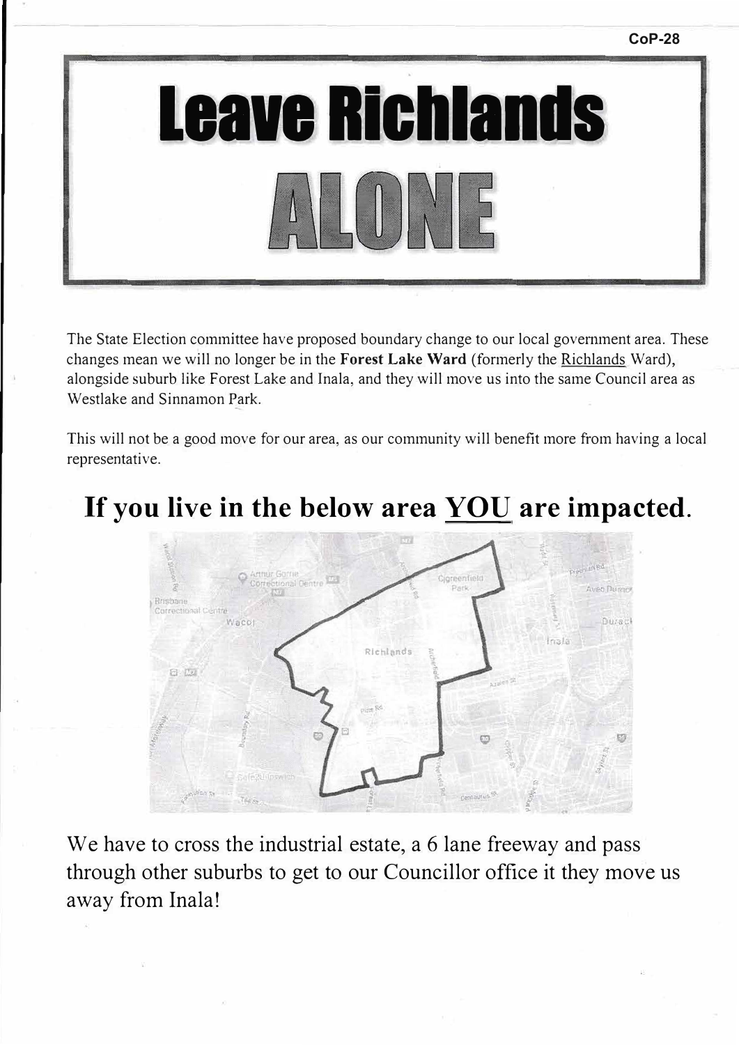CoP-28

# Leave Richlands ALONE

The State Election committee have proposed boundary change to our local government area. These changes mean we will no longer be in the **Forest Lake Ward** (formerly the Richlands Ward), alongside suburb like Forest Lake and Inala, and they will move us into the same Council area as Westlake and Sinnamon Park.

This will not be a good move for our area, as our community will benefit more from having a local representative.

## If you live in the below area YOU are impacted.

We have to cross the industrial estate, a 6 lane freeway and pass through other suburbs to get to our Councillor office it they move us away from Inala!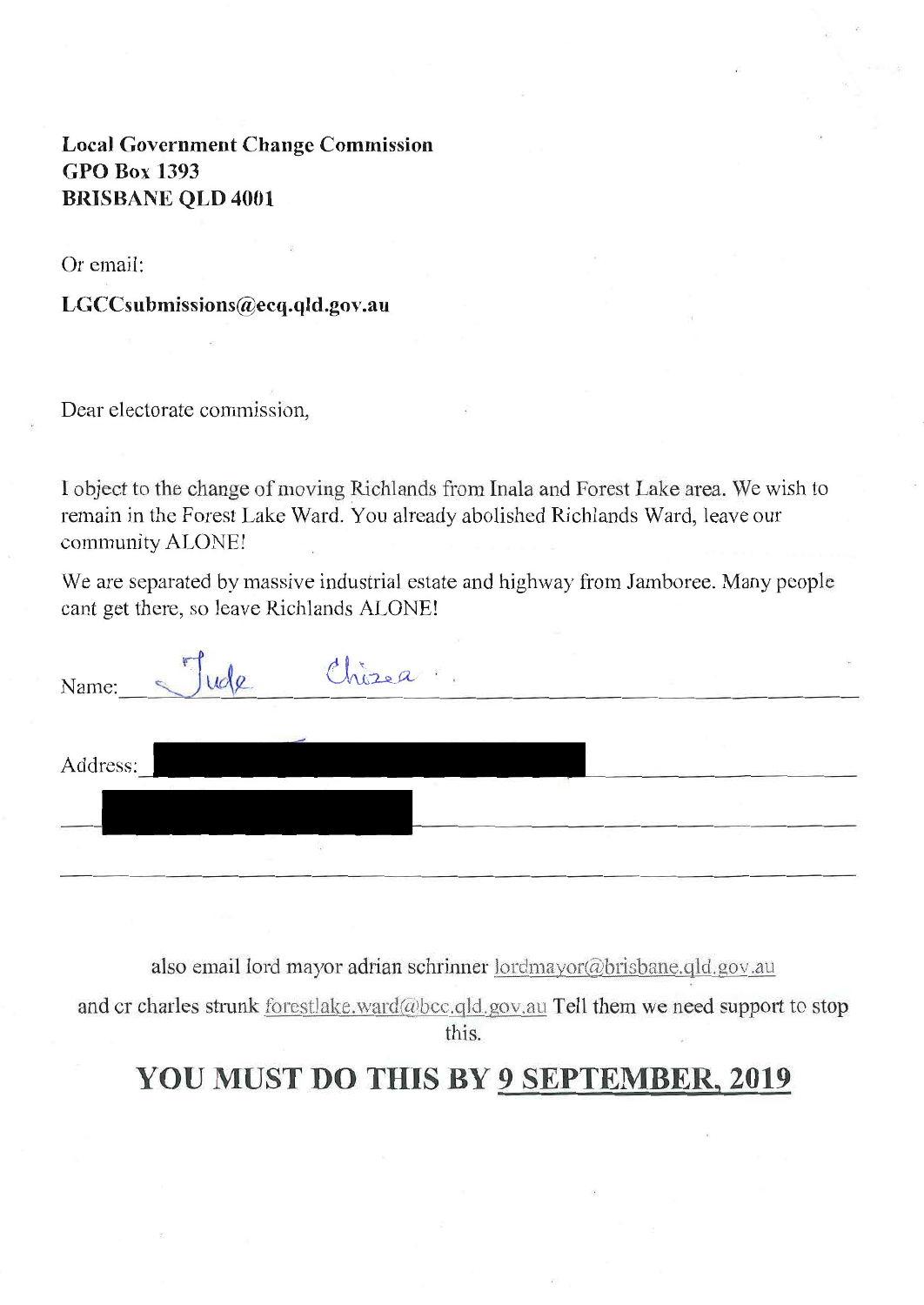**Local Government Change Commission**
**GPO Box 1393**
**BRISBANE QLD 4001**

Or email:

**LGCCsubmissions@ecq.qld.gov.au**

Dear electorate commission,

I object to the change of moving Richlands from Inala and Forest Lake area. We wish to remain in the Forest Lake Ward. You already abolished Richlands Ward, leave our community ALONE!

We are separated by massive industrial estate and highway from Jamboree. Many people cant get there, so leave Richlands ALONE!

Name: Jude Chizea

Address: [redacted]

[redacted]

also email lord mayor adrian schrinner lordmayor@brisbane.qld.gov.au

and cr charles strunk forestlake.ward@bcc.qld.gov.au Tell them we need support to stop this.

## YOU MUST DO THIS BY 9 SEPTEMBER, 2019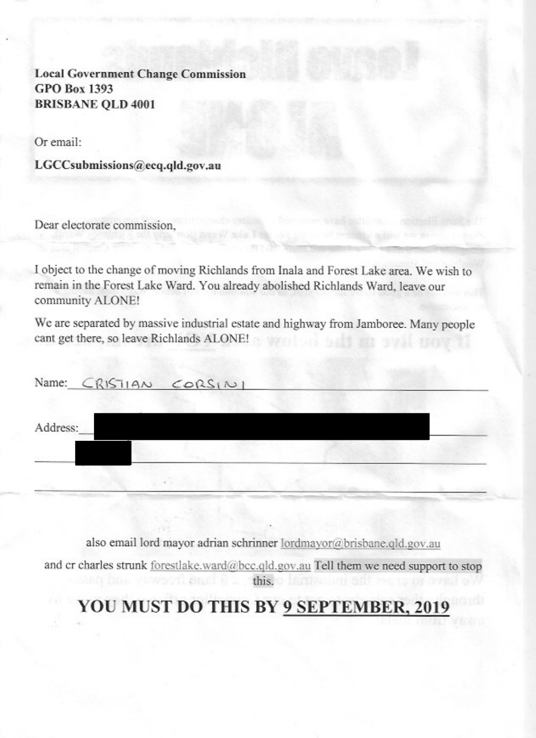**Local Government Change Commission**
**GPO Box 1393**
**BRISBANE QLD 4001**

Or email:

**LGCCsubmissions@ecq.qld.gov.au**

Dear electorate commission,

I object to the change of moving Richlands from Inala and Forest Lake area. We wish to remain in the Forest Lake Ward. You already abolished Richlands Ward, leave our community ALONE!

We are separated by massive industrial estate and highway from Jamboree. Many people cant get there, so leave Richlands ALONE!

Name: CRISTIAN CORSINI

Address: ████████████████████
████

also email lord mayor adrian schrinner lordmayor@brisbane.qld.gov.au

and cr charles strunk forestlake.ward@bcc.qld.gov.au Tell them we need support to stop this.

## YOU MUST DO THIS BY 9 SEPTEMBER, 2019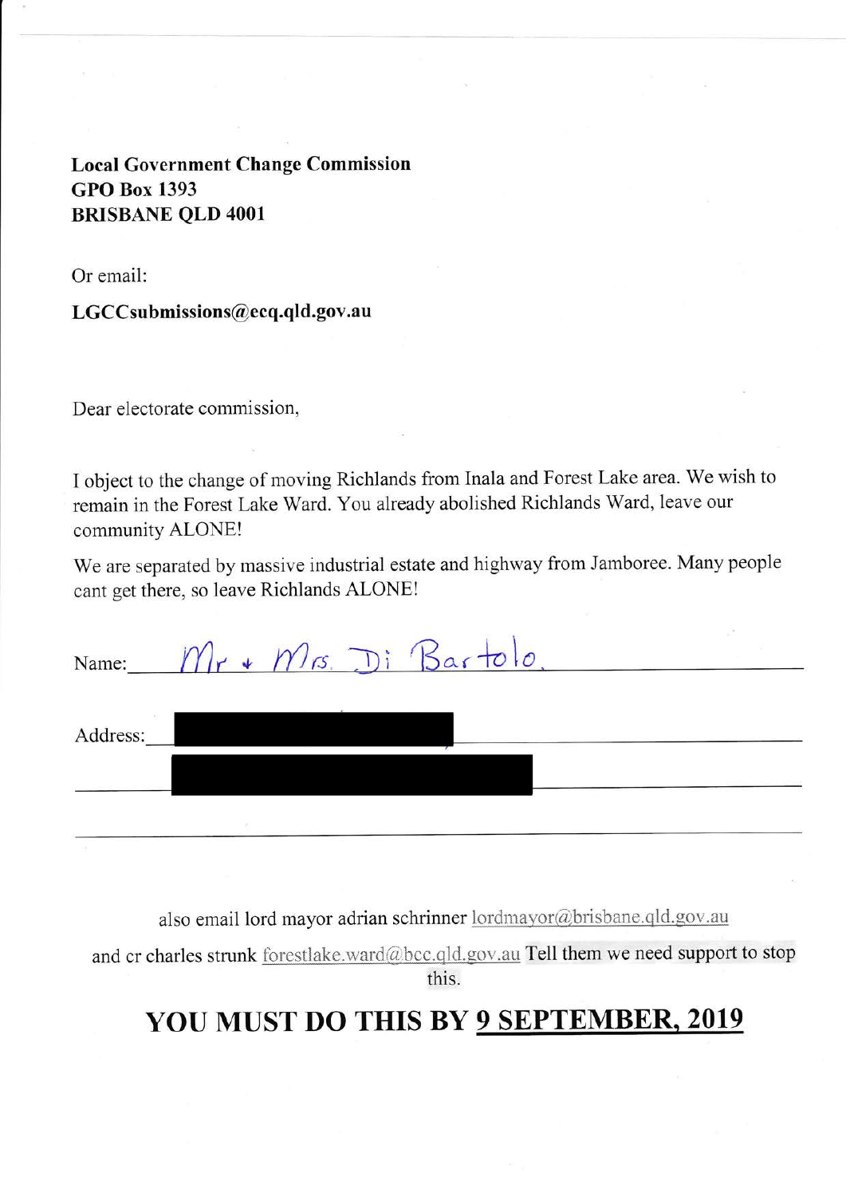**Local Government Change Commission**
**GPO Box 1393**
**BRISBANE QLD 4001**

Or email:

**LGCCsubmissions@ecq.qld.gov.au**

Dear electorate commission,

I object to the change of moving Richlands from Inala and Forest Lake area. We wish to remain in the Forest Lake Ward. You already abolished Richlands Ward, leave our community ALONE!

We are separated by massive industrial estate and highway from Jamboree. Many people cant get there, so leave Richlands ALONE!

Name: Mr + Mrs. Di Bartolo.

Address: [redacted]

[redacted]

also email lord mayor adrian schrinner lordmayor@brisbane.qld.gov.au

and cr charles strunk forestlake.ward@bcc.qld.gov.au Tell them we need support to stop this.

## YOU MUST DO THIS BY 9 SEPTEMBER, 2019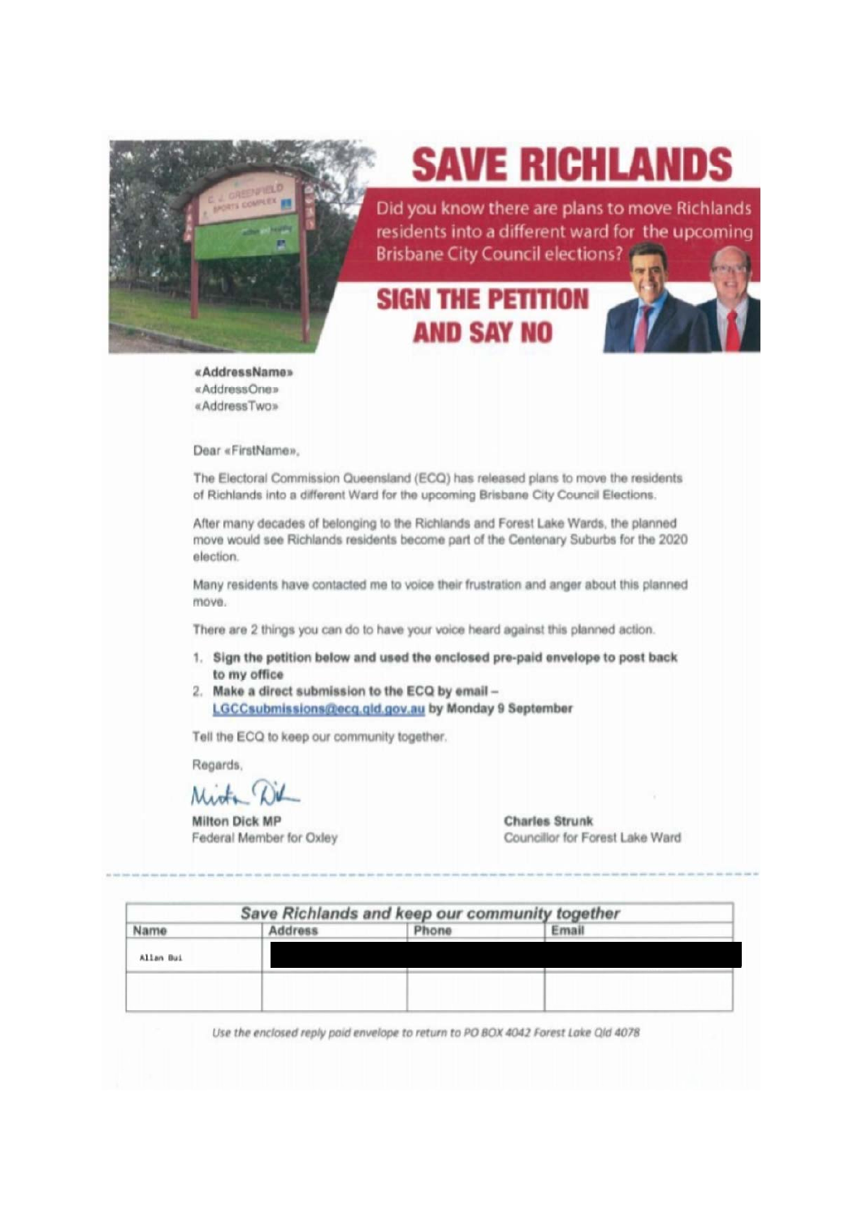# SAVE RICHLANDS

Did you know there are plans to move Richlands residents into a different ward for the upcoming Brisbane City Council elections?

## SIGN THE PETITION AND SAY NO

**«AddressName»**
«AddressOne»
«AddressTwo»

Dear «FirstName»,

The Electoral Commission Queensland (ECQ) has released plans to move the residents of Richlands into a different Ward for the upcoming Brisbane City Council Elections.

After many decades of belonging to the Richlands and Forest Lake Wards, the planned move would see Richlands residents become part of the Centenary Suburbs for the 2020 election.

Many residents have contacted me to voice their frustration and anger about this planned move.

There are 2 things you can do to have your voice heard against this planned action.

1. **Sign the petition below and used the enclosed pre-paid envelope to post back to my office**
2. **Make a direct submission to the ECQ by email – LGCCsubmissions@ecq.qld.gov.au by Monday 9 September**

Tell the ECQ to keep our community together.

Regards,

Milton Dick

**Milton Dick MP**
Federal Member for Oxley

**Charles Strunk**
Councillor for Forest Lake Ward

| *Save Richlands and keep our community together* | | | |
|---|---|---|---|
| Name | Address | Phone | Email |
| Allan Bui | | | |
| | | | |

*Use the enclosed reply paid envelope to return to PO BOX 4042 Forest Lake Qld 4078*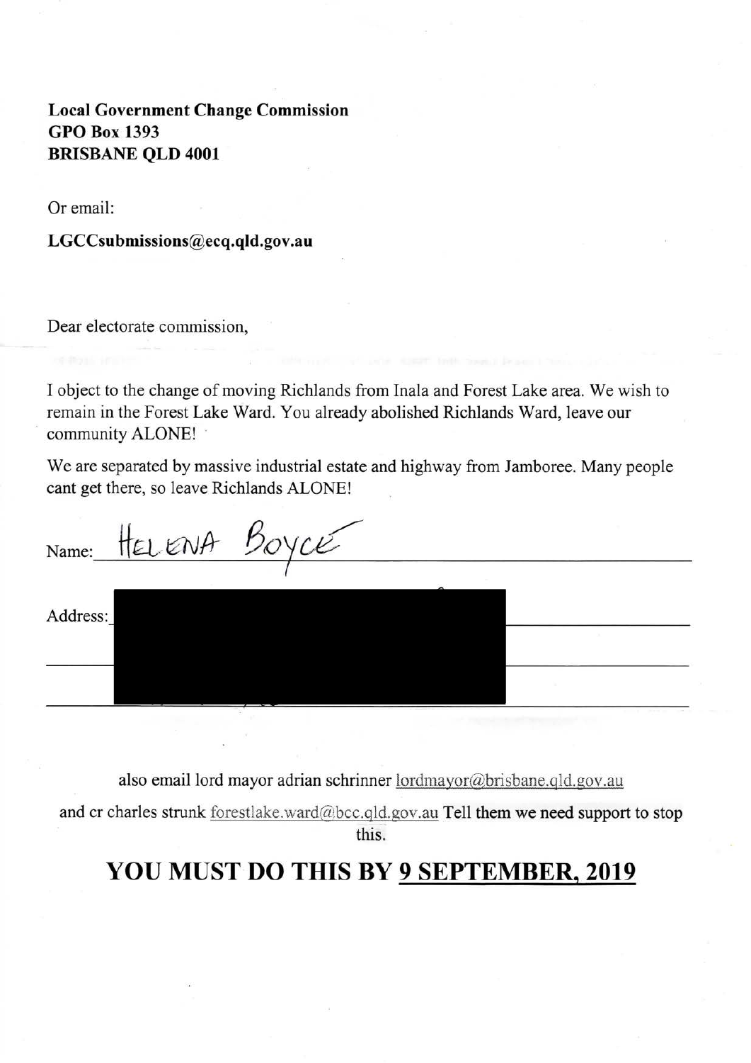**Local Government Change Commission**
**GPO Box 1393**
**BRISBANE QLD 4001**

Or email:

**LGCCsubmissions@ecq.qld.gov.au**

Dear electorate commission,

I object to the change of moving Richlands from Inala and Forest Lake area. We wish to remain in the Forest Lake Ward. You already abolished Richlands Ward, leave our community ALONE!

We are separated by massive industrial estate and highway from Jamboree. Many people cant get there, so leave Richlands ALONE!

Name: HELENA BOYCE

Address: [redacted]

also email lord mayor adrian schrinner lordmayor@brisbane.qld.gov.au

and cr charles strunk forestlake.ward@bcc.qld.gov.au Tell them we need support to stop this.

## YOU MUST DO THIS BY 9 SEPTEMBER, 2019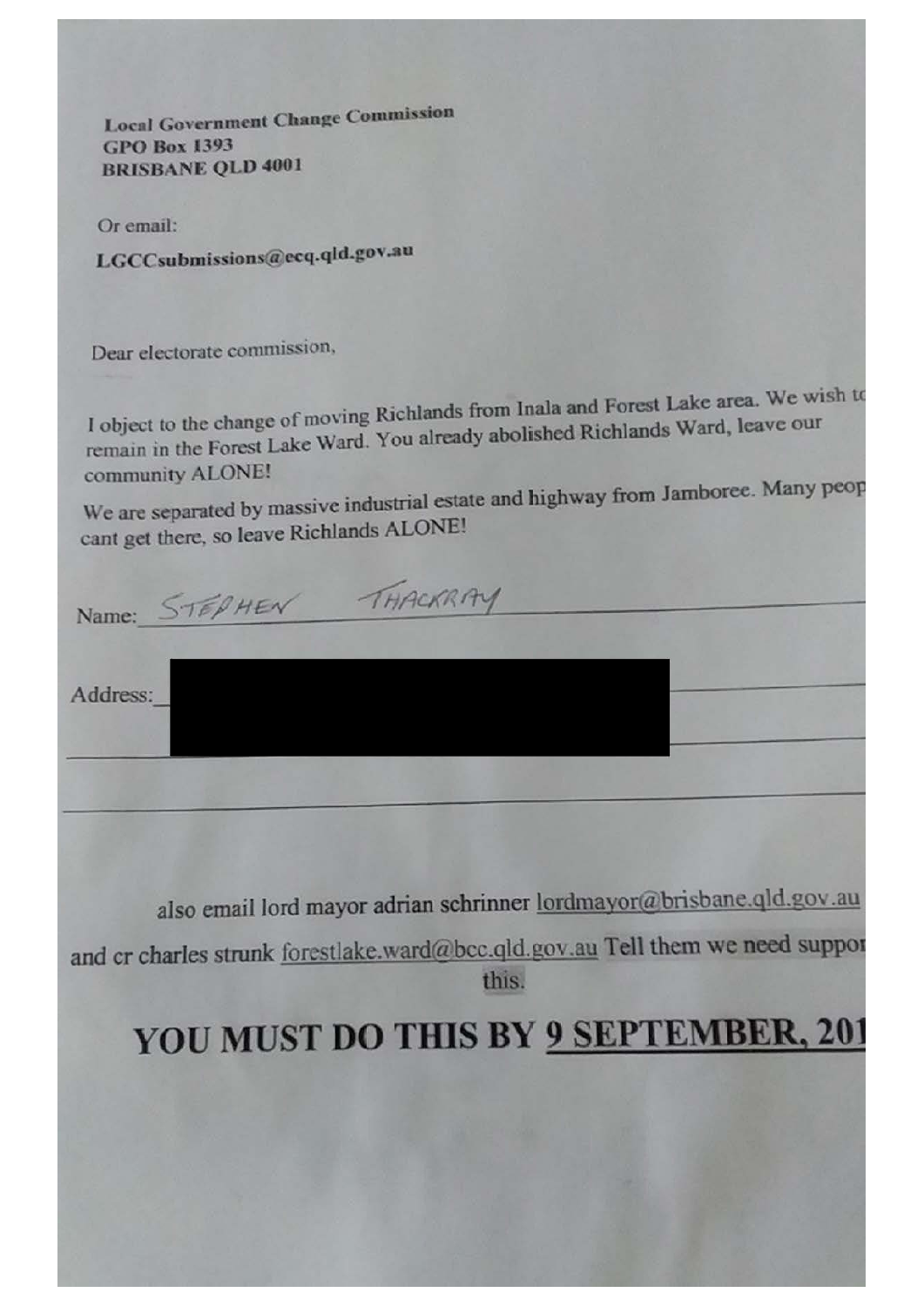**Local Government Change Commission**
**GPO Box 1393**
**BRISBANE QLD 4001**

Or email:

**LGCCsubmissions@ecq.qld.gov.au**

Dear electorate commission,

I object to the change of moving Richlands from Inala and Forest Lake area. We wish to remain in the Forest Lake Ward. You already abolished Richlands Ward, leave our community ALONE!

We are separated by massive industrial estate and highway from Jamboree. Many peop cant get there, so leave Richlands ALONE!

Name: STEPHEN THACKRAY

Address: [redacted]

also email lord mayor adrian schrinner lordmayor@brisbane.qld.gov.au

and cr charles strunk forestlake.ward@bcc.qld.gov.au Tell them we need suppor this.

# YOU MUST DO THIS BY 9 SEPTEMBER, 201